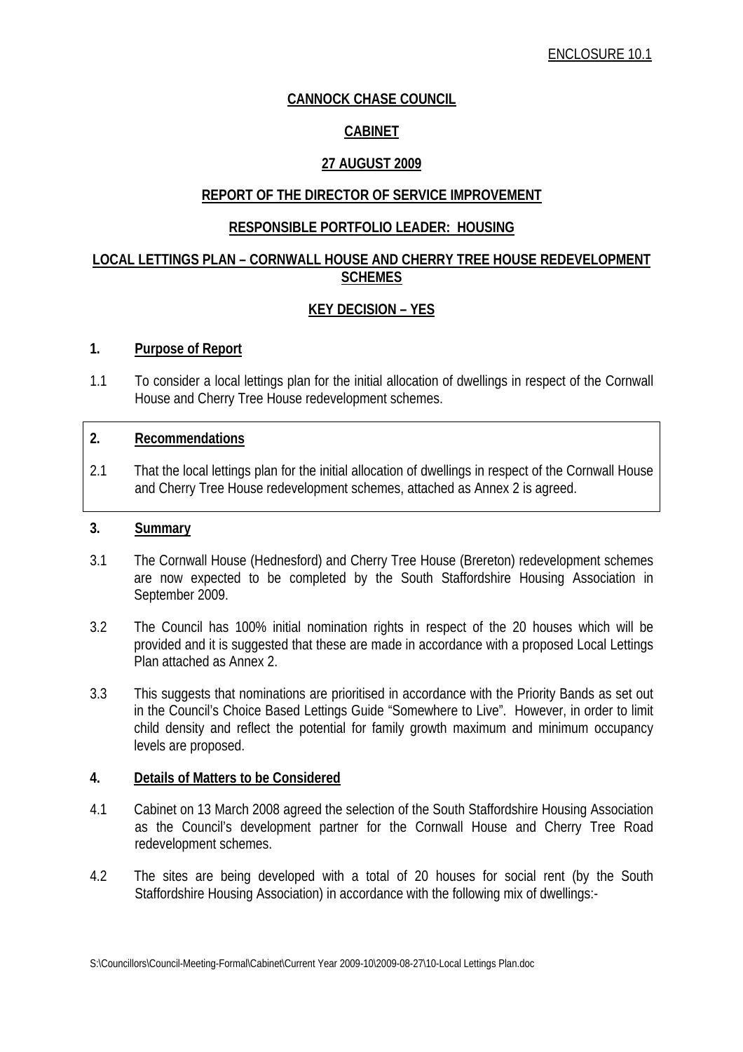ENCLOSURE 10.1

**CANNOCK CHASE COUNCIL**

**CABINET**

**27 AUGUST 2009**

**REPORT OF THE DIRECTOR OF SERVICE IMPROVEMENT**

**RESPONSIBLE PORTFOLIO LEADER: HOUSING**

**LOCAL LETTINGS PLAN – CORNWALL HOUSE AND CHERRY TREE HOUSE REDEVELOPMENT SCHEMES**

**KEY DECISION – YES**

## 1. Purpose of Report

1.1 To consider a local lettings plan for the initial allocation of dwellings in respect of the Cornwall House and Cherry Tree House redevelopment schemes.

## 2. Recommendations

2.1 That the local lettings plan for the initial allocation of dwellings in respect of the Cornwall House and Cherry Tree House redevelopment schemes, attached as Annex 2 is agreed.

## 3. Summary

3.1 The Cornwall House (Hednesford) and Cherry Tree House (Brereton) redevelopment schemes are now expected to be completed by the South Staffordshire Housing Association in September 2009.

3.2 The Council has 100% initial nomination rights in respect of the 20 houses which will be provided and it is suggested that these are made in accordance with a proposed Local Lettings Plan attached as Annex 2.

3.3 This suggests that nominations are prioritised in accordance with the Priority Bands as set out in the Council's Choice Based Lettings Guide "Somewhere to Live". However, in order to limit child density and reflect the potential for family growth maximum and minimum occupancy levels are proposed.

## 4. Details of Matters to be Considered

4.1 Cabinet on 13 March 2008 agreed the selection of the South Staffordshire Housing Association as the Council's development partner for the Cornwall House and Cherry Tree Road redevelopment schemes.

4.2 The sites are being developed with a total of 20 houses for social rent (by the South Staffordshire Housing Association) in accordance with the following mix of dwellings:-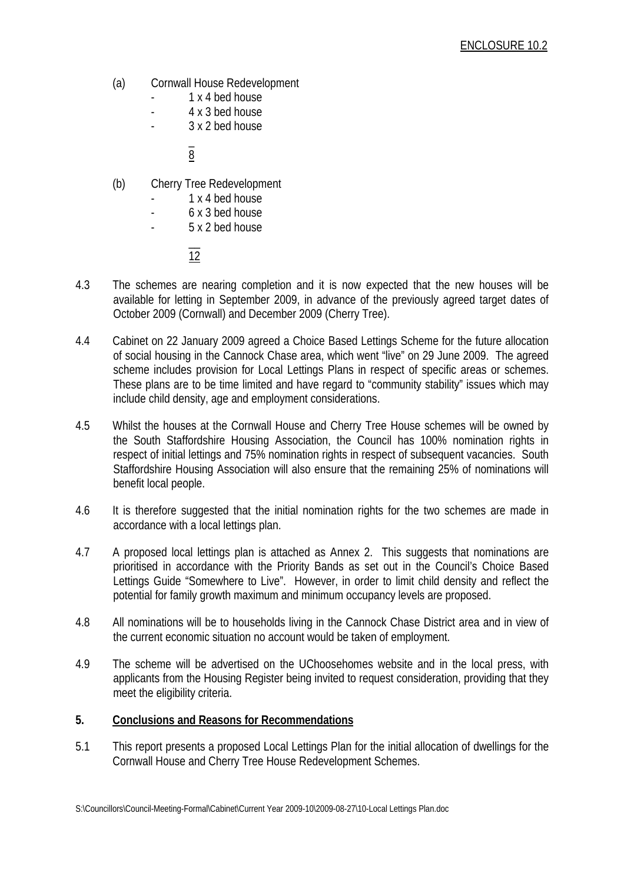ENCLOSURE 10.2

(a) Cornwall House Redevelopment
- 1 x 4 bed house
- 4 x 3 bed house
- 3 x 2 bed house

  8

(b) Cherry Tree Redevelopment
- 1 x 4 bed house
- 6 x 3 bed house
- 5 x 2 bed house

  12

4.3 The schemes are nearing completion and it is now expected that the new houses will be available for letting in September 2009, in advance of the previously agreed target dates of October 2009 (Cornwall) and December 2009 (Cherry Tree).

4.4 Cabinet on 22 January 2009 agreed a Choice Based Lettings Scheme for the future allocation of social housing in the Cannock Chase area, which went "live" on 29 June 2009. The agreed scheme includes provision for Local Lettings Plans in respect of specific areas or schemes. These plans are to be time limited and have regard to "community stability" issues which may include child density, age and employment considerations.

4.5 Whilst the houses at the Cornwall House and Cherry Tree House schemes will be owned by the South Staffordshire Housing Association, the Council has 100% nomination rights in respect of initial lettings and 75% nomination rights in respect of subsequent vacancies. South Staffordshire Housing Association will also ensure that the remaining 25% of nominations will benefit local people.

4.6 It is therefore suggested that the initial nomination rights for the two schemes are made in accordance with a local lettings plan.

4.7 A proposed local lettings plan is attached as Annex 2. This suggests that nominations are prioritised in accordance with the Priority Bands as set out in the Council's Choice Based Lettings Guide "Somewhere to Live". However, in order to limit child density and reflect the potential for family growth maximum and minimum occupancy levels are proposed.

4.8 All nominations will be to households living in the Cannock Chase District area and in view of the current economic situation no account would be taken of employment.

4.9 The scheme will be advertised on the UChoosehomes website and in the local press, with applicants from the Housing Register being invited to request consideration, providing that they meet the eligibility criteria.

## 5. Conclusions and Reasons for Recommendations

5.1 This report presents a proposed Local Lettings Plan for the initial allocation of dwellings for the Cornwall House and Cherry Tree House Redevelopment Schemes.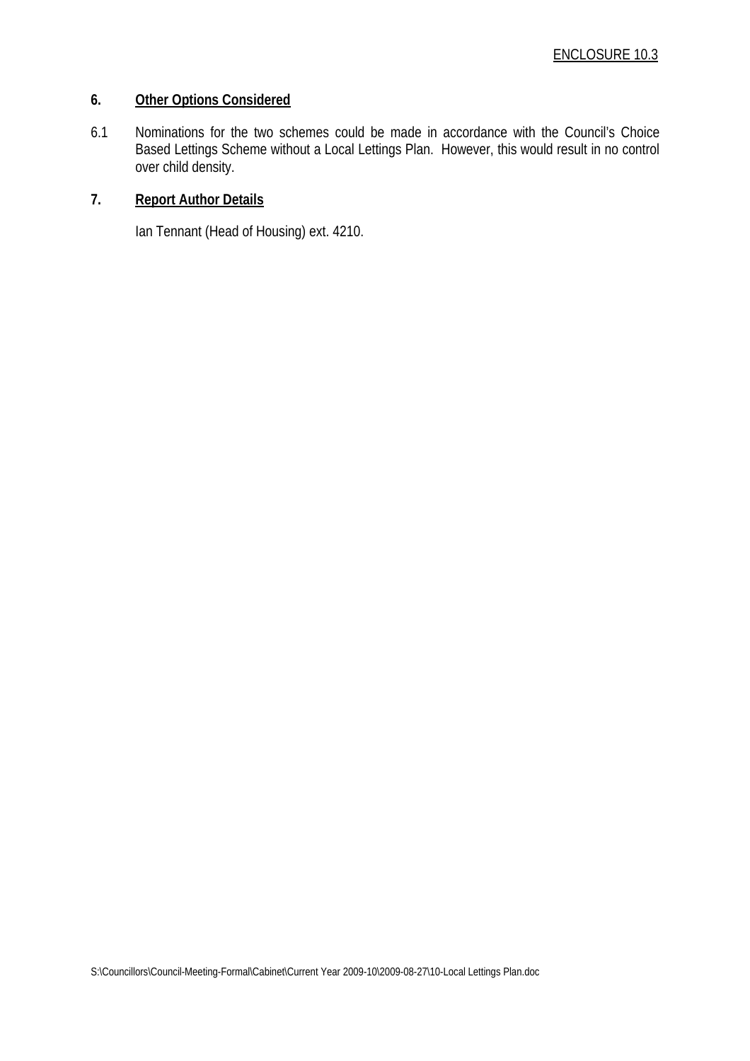ENCLOSURE 10.3

## 6. Other Options Considered

6.1 Nominations for the two schemes could be made in accordance with the Council's Choice Based Lettings Scheme without a Local Lettings Plan. However, this would result in no control over child density.

## 7. Report Author Details

Ian Tennant (Head of Housing) ext. 4210.

S:\Councillors\Council-Meeting-Formal\Cabinet\Current Year 2009-10\2009-08-27\10-Local Lettings Plan.doc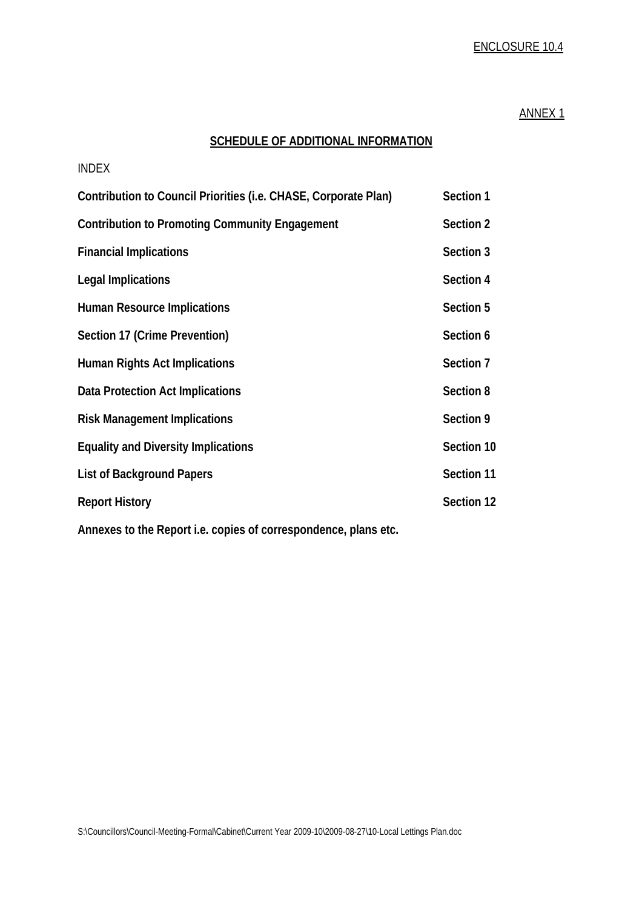ENCLOSURE 10.4

ANNEX 1

## SCHEDULE OF ADDITIONAL INFORMATION

INDEX

| | |
|---|---|
| **Contribution to Council Priorities (i.e. CHASE, Corporate Plan)** | **Section 1** |
| **Contribution to Promoting Community Engagement** | **Section 2** |
| **Financial Implications** | **Section 3** |
| **Legal Implications** | **Section 4** |
| **Human Resource Implications** | **Section 5** |
| **Section 17 (Crime Prevention)** | **Section 6** |
| **Human Rights Act Implications** | **Section 7** |
| **Data Protection Act Implications** | **Section 8** |
| **Risk Management Implications** | **Section 9** |
| **Equality and Diversity Implications** | **Section 10** |
| **List of Background Papers** | **Section 11** |
| **Report History** | **Section 12** |

**Annexes to the Report i.e. copies of correspondence, plans etc.**

S:\Councillors\Council-Meeting-Formal\Cabinet\Current Year 2009-10\2009-08-27\10-Local Lettings Plan.doc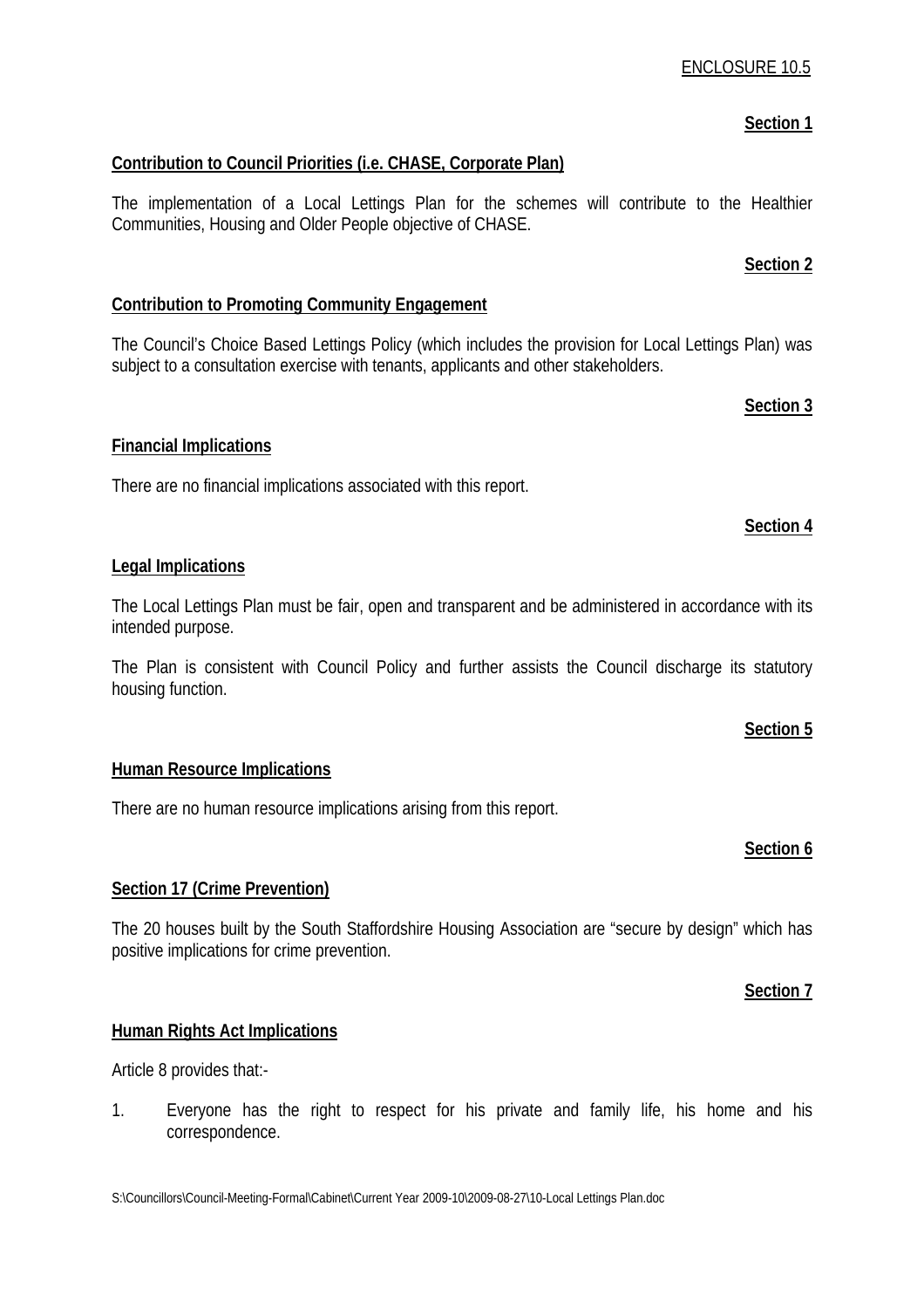ENCLOSURE 10.5

**Section 1**

**Contribution to Council Priorities (i.e. CHASE, Corporate Plan)**

The implementation of a Local Lettings Plan for the schemes will contribute to the Healthier Communities, Housing and Older People objective of CHASE.

**Section 2**

**Contribution to Promoting Community Engagement**

The Council's Choice Based Lettings Policy (which includes the provision for Local Lettings Plan) was subject to a consultation exercise with tenants, applicants and other stakeholders.

**Section 3**

**Financial Implications**

There are no financial implications associated with this report.

**Section 4**

**Legal Implications**

The Local Lettings Plan must be fair, open and transparent and be administered in accordance with its intended purpose.

The Plan is consistent with Council Policy and further assists the Council discharge its statutory housing function.

**Section 5**

**Human Resource Implications**

There are no human resource implications arising from this report.

**Section 6**

**Section 17 (Crime Prevention)**

The 20 houses built by the South Staffordshire Housing Association are "secure by design" which has positive implications for crime prevention.

**Section 7**

**Human Rights Act Implications**

Article 8 provides that:-

1. Everyone has the right to respect for his private and family life, his home and his correspondence.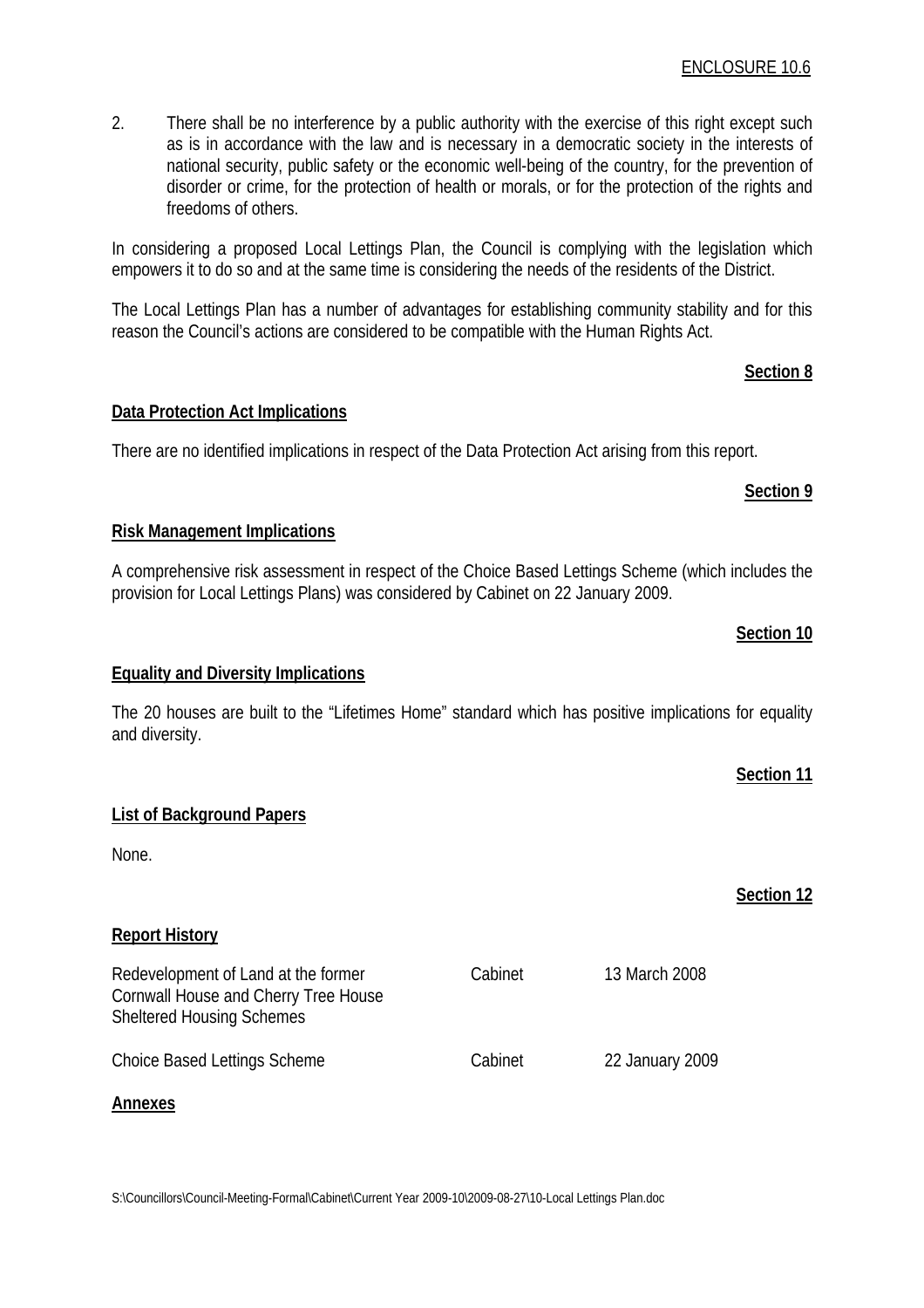ENCLOSURE 10.6

2. There shall be no interference by a public authority with the exercise of this right except such as is in accordance with the law and is necessary in a democratic society in the interests of national security, public safety or the economic well-being of the country, for the prevention of disorder or crime, for the protection of health or morals, or for the protection of the rights and freedoms of others.

In considering a proposed Local Lettings Plan, the Council is complying with the legislation which empowers it to do so and at the same time is considering the needs of the residents of the District.

The Local Lettings Plan has a number of advantages for establishing community stability and for this reason the Council's actions are considered to be compatible with the Human Rights Act.

**Section 8**

**Data Protection Act Implications**

There are no identified implications in respect of the Data Protection Act arising from this report.

**Section 9**

**Risk Management Implications**

A comprehensive risk assessment in respect of the Choice Based Lettings Scheme (which includes the provision for Local Lettings Plans) was considered by Cabinet on 22 January 2009.

**Section 10**

**Equality and Diversity Implications**

The 20 houses are built to the "Lifetimes Home" standard which has positive implications for equality and diversity.

**Section 11**

**List of Background Papers**

None.

**Section 12**

**Report History**

| | | |
|---|---|---|
| Redevelopment of Land at the former Cornwall House and Cherry Tree House Sheltered Housing Schemes | Cabinet | 13 March 2008 |
| Choice Based Lettings Scheme | Cabinet | 22 January 2009 |

**Annexes**

S:\Councillors\Council-Meeting-Formal\Cabinet\Current Year 2009-10\2009-08-27\10-Local Lettings Plan.doc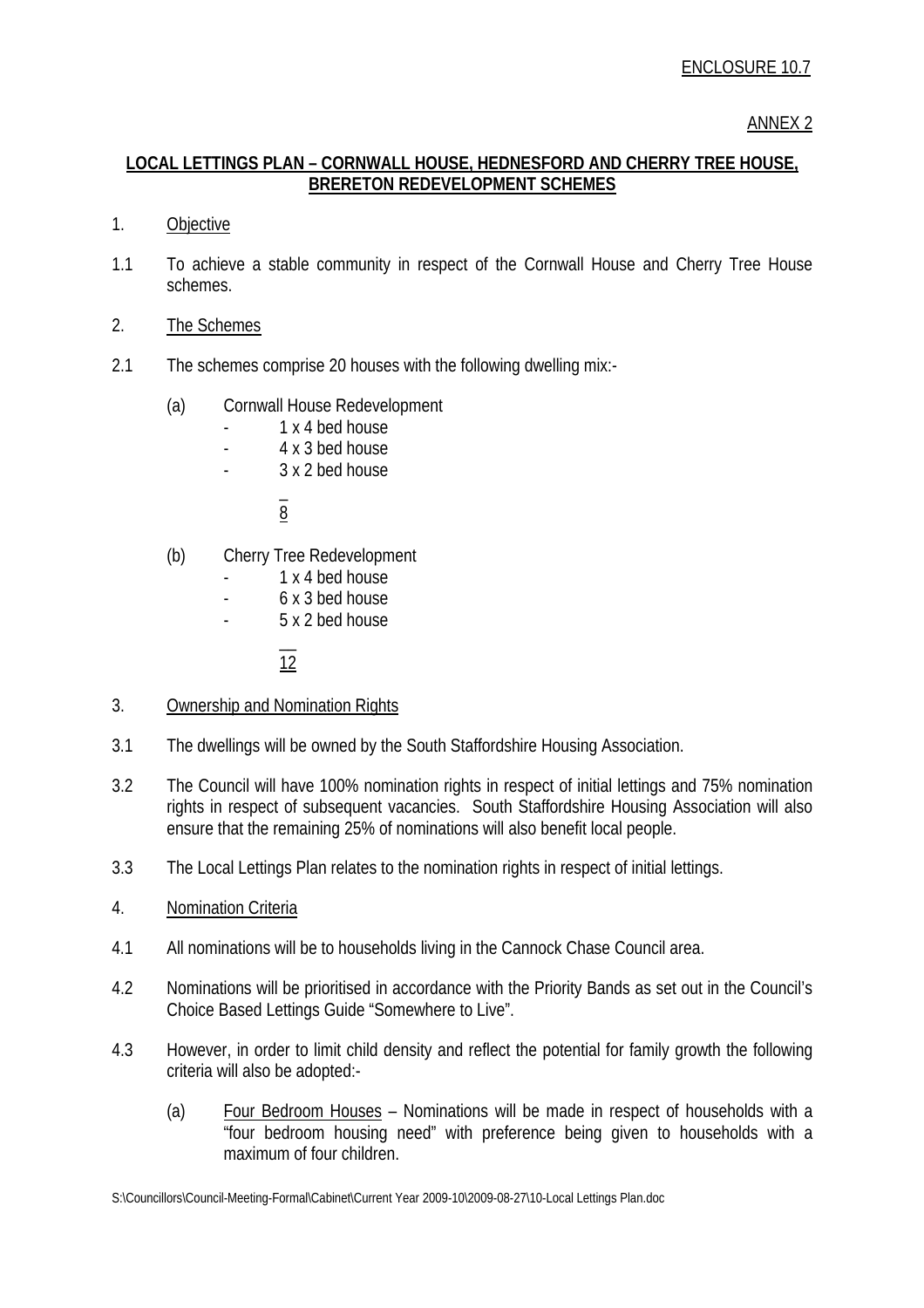ENCLOSURE 10.7

ANNEX 2

**LOCAL LETTINGS PLAN – CORNWALL HOUSE, HEDNESFORD AND CHERRY TREE HOUSE, BRERETON REDEVELOPMENT SCHEMES**

1. Objective

1.1 To achieve a stable community in respect of the Cornwall House and Cherry Tree House schemes.

2. The Schemes

2.1 The schemes comprise 20 houses with the following dwelling mix:-

(a) Cornwall House Redevelopment
- 1 x 4 bed house
- 4 x 3 bed house
- 3 x 2 bed house

8

(b) Cherry Tree Redevelopment
- 1 x 4 bed house
- 6 x 3 bed house
- 5 x 2 bed house

12

3. Ownership and Nomination Rights

3.1 The dwellings will be owned by the South Staffordshire Housing Association.

3.2 The Council will have 100% nomination rights in respect of initial lettings and 75% nomination rights in respect of subsequent vacancies. South Staffordshire Housing Association will also ensure that the remaining 25% of nominations will also benefit local people.

3.3 The Local Lettings Plan relates to the nomination rights in respect of initial lettings.

4. Nomination Criteria

4.1 All nominations will be to households living in the Cannock Chase Council area.

4.2 Nominations will be prioritised in accordance with the Priority Bands as set out in the Council's Choice Based Lettings Guide "Somewhere to Live".

4.3 However, in order to limit child density and reflect the potential for family growth the following criteria will also be adopted:-

(a) Four Bedroom Houses – Nominations will be made in respect of households with a "four bedroom housing need" with preference being given to households with a maximum of four children.

S:\Councillors\Council-Meeting-Formal\Cabinet\Current Year 2009-10\2009-08-27\10-Local Lettings Plan.doc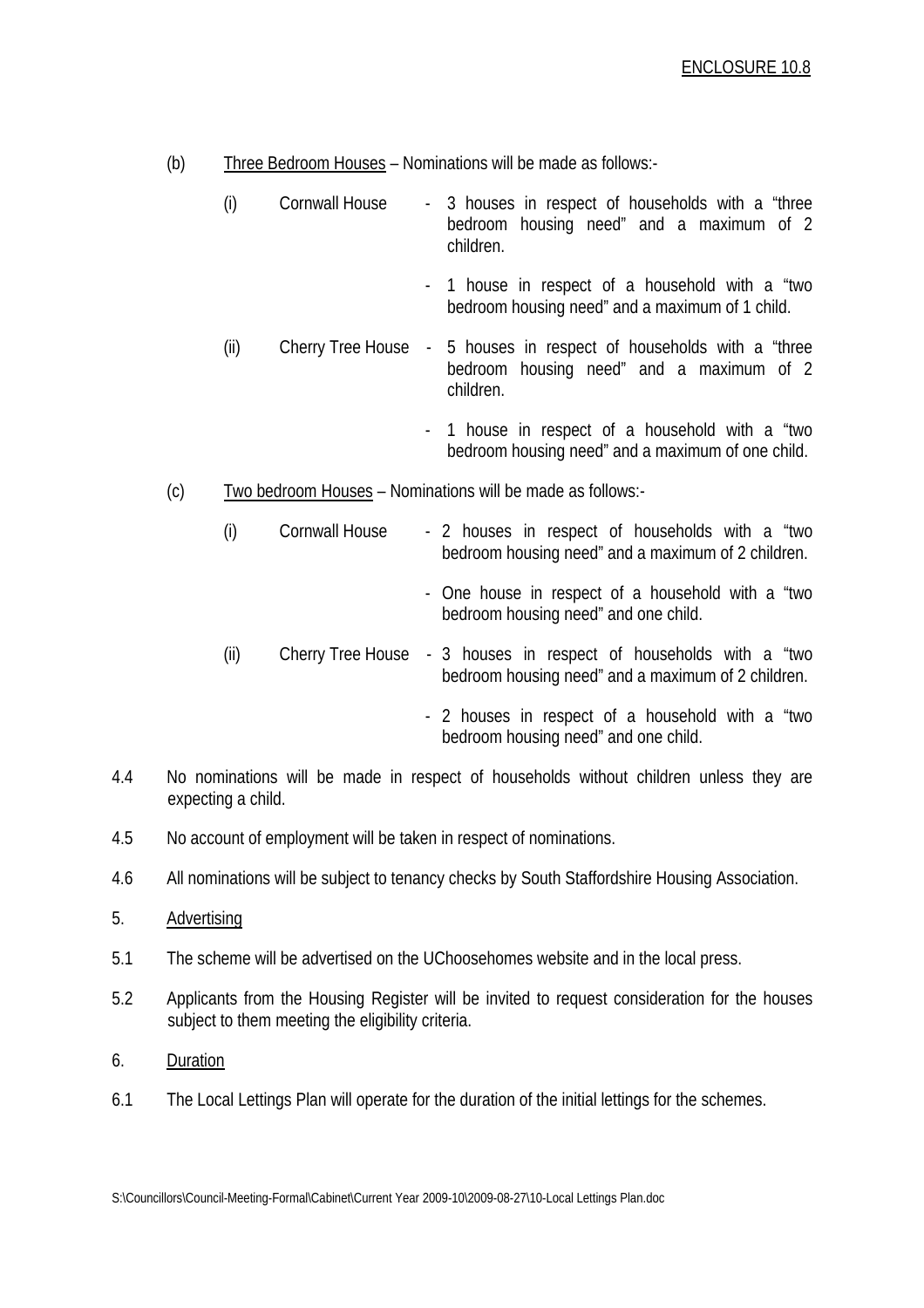(b) Three Bedroom Houses – Nominations will be made as follows:-

(i) Cornwall House
- 3 houses in respect of households with a "three bedroom housing need" and a maximum of 2 children.
- 1 house in respect of a household with a "two bedroom housing need" and a maximum of 1 child.

(ii) Cherry Tree House
- 5 houses in respect of households with a "three bedroom housing need" and a maximum of 2 children.
- 1 house in respect of a household with a "two bedroom housing need" and a maximum of one child.

(c) Two bedroom Houses – Nominations will be made as follows:-

(i) Cornwall House
- 2 houses in respect of households with a "two bedroom housing need" and a maximum of 2 children.
- One house in respect of a household with a "two bedroom housing need" and one child.

(ii) Cherry Tree House
- 3 houses in respect of households with a "two bedroom housing need" and a maximum of 2 children.
- 2 houses in respect of a household with a "two bedroom housing need" and one child.

4.4 No nominations will be made in respect of households without children unless they are expecting a child.

4.5 No account of employment will be taken in respect of nominations.

4.6 All nominations will be subject to tenancy checks by South Staffordshire Housing Association.

5. Advertising

5.1 The scheme will be advertised on the UChoosehomes website and in the local press.

5.2 Applicants from the Housing Register will be invited to request consideration for the houses subject to them meeting the eligibility criteria.

6. Duration

6.1 The Local Lettings Plan will operate for the duration of the initial lettings for the schemes.